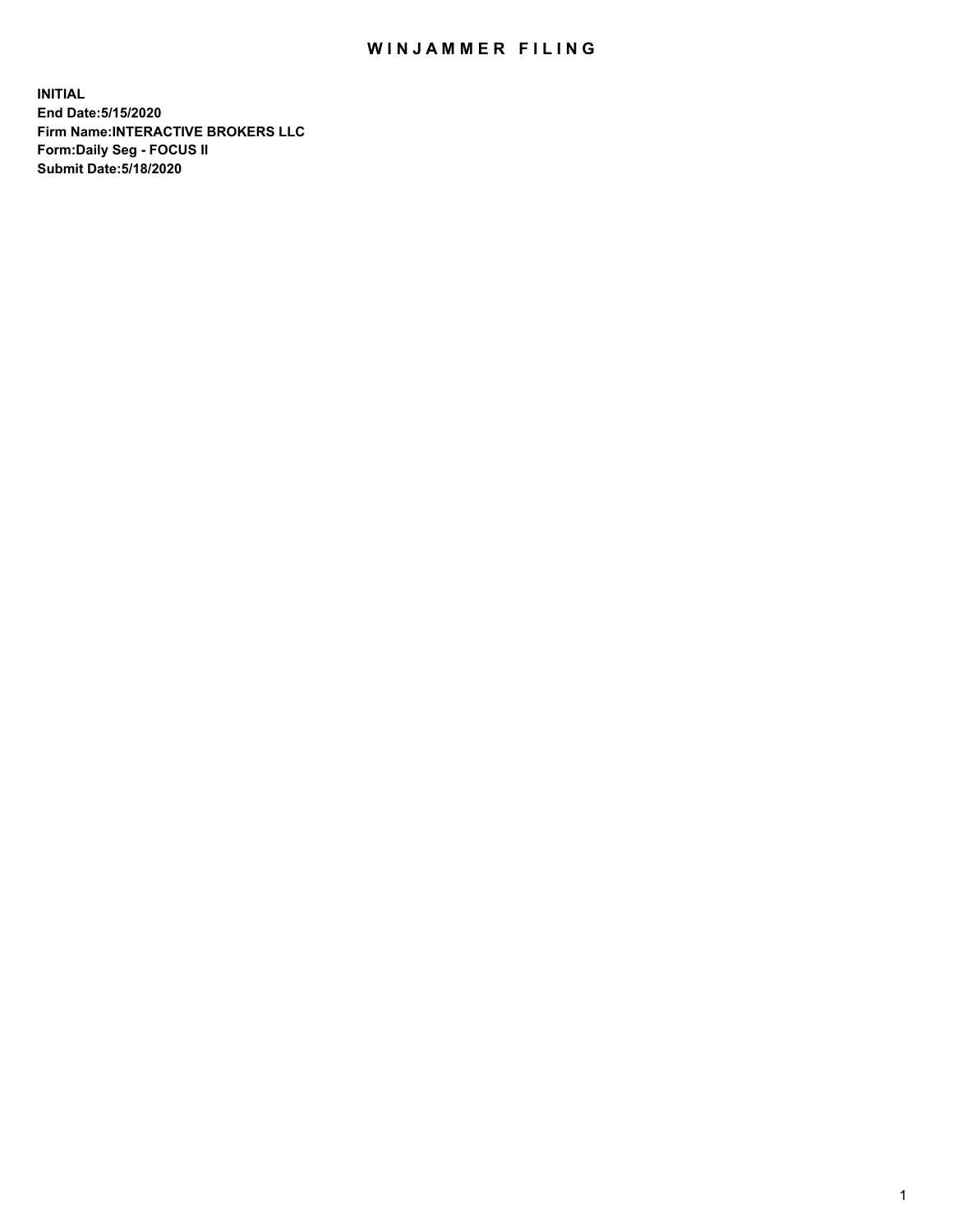# WINJAMMER FILING

**INITIAL**
**End Date:5/15/2020**
**Firm Name:INTERACTIVE BROKERS LLC**
**Form:Daily Seg - FOCUS II**
**Submit Date:5/18/2020**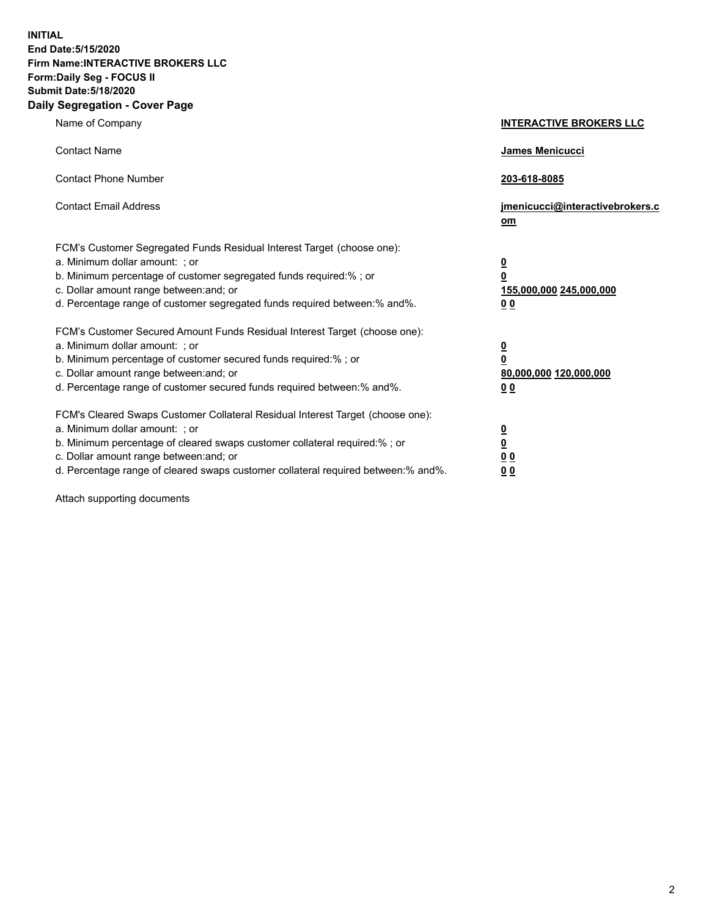**INITIAL**
**End Date:5/15/2020**
**Firm Name:INTERACTIVE BROKERS LLC**
**Form:Daily Seg - FOCUS II**
**Submit Date:5/18/2020**

## Daily Segregation - Cover Page

| | |
|---|---|
| Name of Company | **INTERACTIVE BROKERS LLC** |
| Contact Name | **James Menicucci** |
| Contact Phone Number | **203-618-8085** |
| Contact Email Address | **jmenicucci@interactivebrokers.com** |
| FCM's Customer Segregated Funds Residual Interest Target (choose one): | |
| a. Minimum dollar amount: ; or | **0** |
| b. Minimum percentage of customer segregated funds required:% ; or | **0** |
| c. Dollar amount range between:and; or | **155,000,000** **245,000,000** |
| d. Percentage range of customer segregated funds required between:% and%. | **0** **0** |
| FCM's Customer Secured Amount Funds Residual Interest Target (choose one): | |
| a. Minimum dollar amount: ; or | **0** |
| b. Minimum percentage of customer secured funds required:% ; or | **0** |
| c. Dollar amount range between:and; or | **80,000,000** **120,000,000** |
| d. Percentage range of customer secured funds required between:% and%. | **0** **0** |
| FCM's Cleared Swaps Customer Collateral Residual Interest Target (choose one): | |
| a. Minimum dollar amount: ; or | **0** |
| b. Minimum percentage of cleared swaps customer collateral required:% ; or | **0** |
| c. Dollar amount range between:and; or | **0** **0** |
| d. Percentage range of cleared swaps customer collateral required between:% and%. | **0** **0** |

Attach supporting documents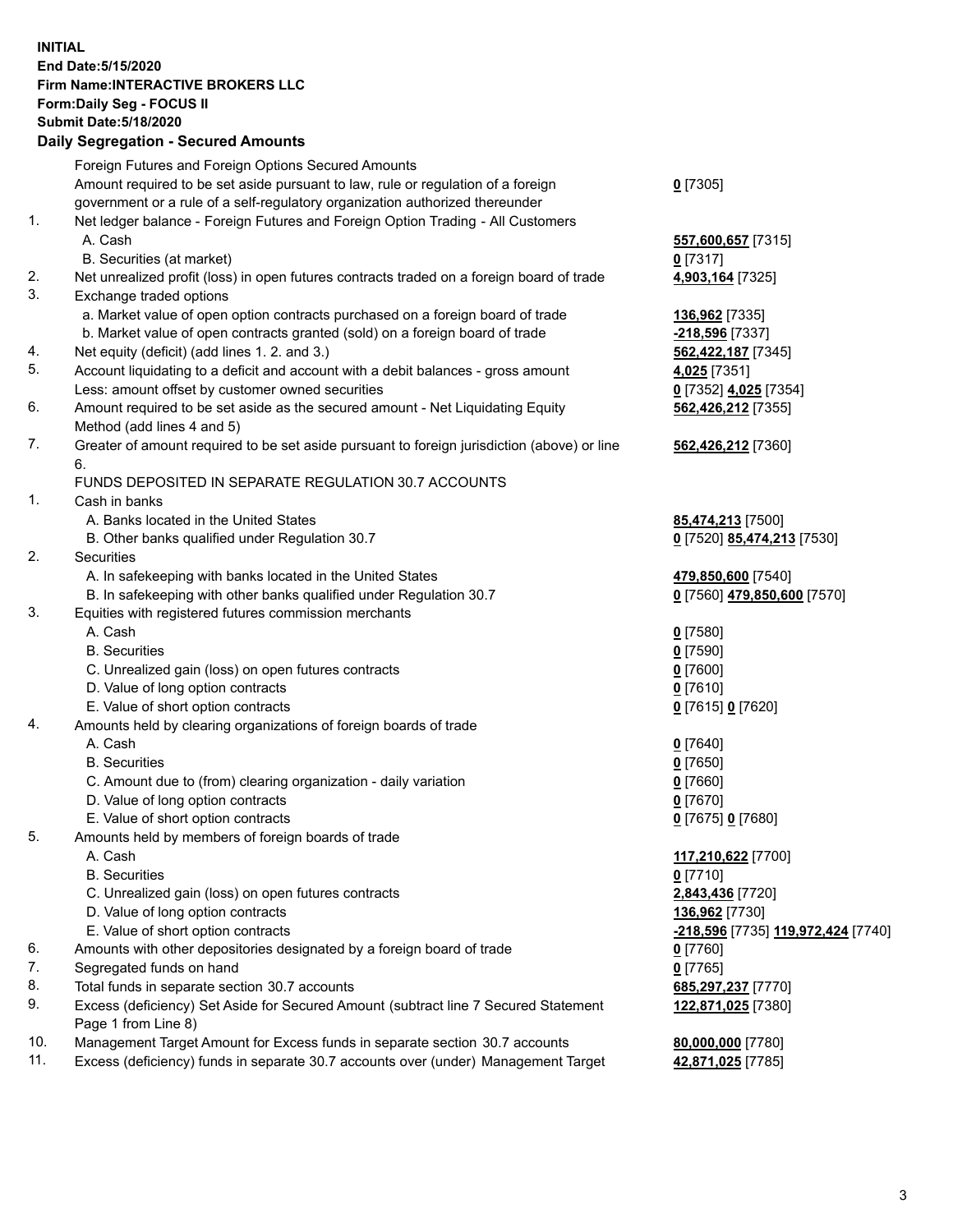**INITIAL**
**End Date:5/15/2020**
**Firm Name:INTERACTIVE BROKERS LLC**
**Form:Daily Seg - FOCUS II**
**Submit Date:5/18/2020**

**Daily Segregation - Secured Amounts**

| | | |
|---|---|---|
| | Foreign Futures and Foreign Options Secured Amounts | |
| | Amount required to be set aside pursuant to law, rule or regulation of a foreign government or a rule of a self-regulatory organization authorized thereunder | **0** [7305] |
| 1. | Net ledger balance - Foreign Futures and Foreign Option Trading - All Customers | |
| | A. Cash | **557,600,657** [7315] |
| | B. Securities (at market) | **0** [7317] |
| 2. | Net unrealized profit (loss) in open futures contracts traded on a foreign board of trade | **4,903,164** [7325] |
| 3. | Exchange traded options | |
| | a. Market value of open option contracts purchased on a foreign board of trade | **136,962** [7335] |
| | b. Market value of open contracts granted (sold) on a foreign board of trade | **-218,596** [7337] |
| 4. | Net equity (deficit) (add lines 1. 2. and 3.) | **562,422,187** [7345] |
| 5. | Account liquidating to a deficit and account with a debit balances - gross amount | **4,025** [7351] |
| | Less: amount offset by customer owned securities | **0** [7352] **4,025** [7354] |
| 6. | Amount required to be set aside as the secured amount - Net Liquidating Equity Method (add lines 4 and 5) | **562,426,212** [7355] |
| 7. | Greater of amount required to be set aside pursuant to foreign jurisdiction (above) or line 6. | **562,426,212** [7360] |
| | FUNDS DEPOSITED IN SEPARATE REGULATION 30.7 ACCOUNTS | |
| 1. | Cash in banks | |
| | A. Banks located in the United States | **85,474,213** [7500] |
| | B. Other banks qualified under Regulation 30.7 | **0** [7520] **85,474,213** [7530] |
| 2. | Securities | |
| | A. In safekeeping with banks located in the United States | **479,850,600** [7540] |
| | B. In safekeeping with other banks qualified under Regulation 30.7 | **0** [7560] **479,850,600** [7570] |
| 3. | Equities with registered futures commission merchants | |
| | A. Cash | **0** [7580] |
| | B. Securities | **0** [7590] |
| | C. Unrealized gain (loss) on open futures contracts | **0** [7600] |
| | D. Value of long option contracts | **0** [7610] |
| | E. Value of short option contracts | **0** [7615] **0** [7620] |
| 4. | Amounts held by clearing organizations of foreign boards of trade | |
| | A. Cash | **0** [7640] |
| | B. Securities | **0** [7650] |
| | C. Amount due to (from) clearing organization - daily variation | **0** [7660] |
| | D. Value of long option contracts | **0** [7670] |
| | E. Value of short option contracts | **0** [7675] **0** [7680] |
| 5. | Amounts held by members of foreign boards of trade | |
| | A. Cash | **117,210,622** [7700] |
| | B. Securities | **0** [7710] |
| | C. Unrealized gain (loss) on open futures contracts | **2,843,436** [7720] |
| | D. Value of long option contracts | **136,962** [7730] |
| | E. Value of short option contracts | **-218,596** [7735] **119,972,424** [7740] |
| 6. | Amounts with other depositories designated by a foreign board of trade | **0** [7760] |
| 7. | Segregated funds on hand | **0** [7765] |
| 8. | Total funds in separate section 30.7 accounts | **685,297,237** [7770] |
| 9. | Excess (deficiency) Set Aside for Secured Amount (subtract line 7 Secured Statement Page 1 from Line 8) | **122,871,025** [7380] |
| 10. | Management Target Amount for Excess funds in separate section 30.7 accounts | **80,000,000** [7780] |
| 11. | Excess (deficiency) funds in separate 30.7 accounts over (under) Management Target | **42,871,025** [7785] |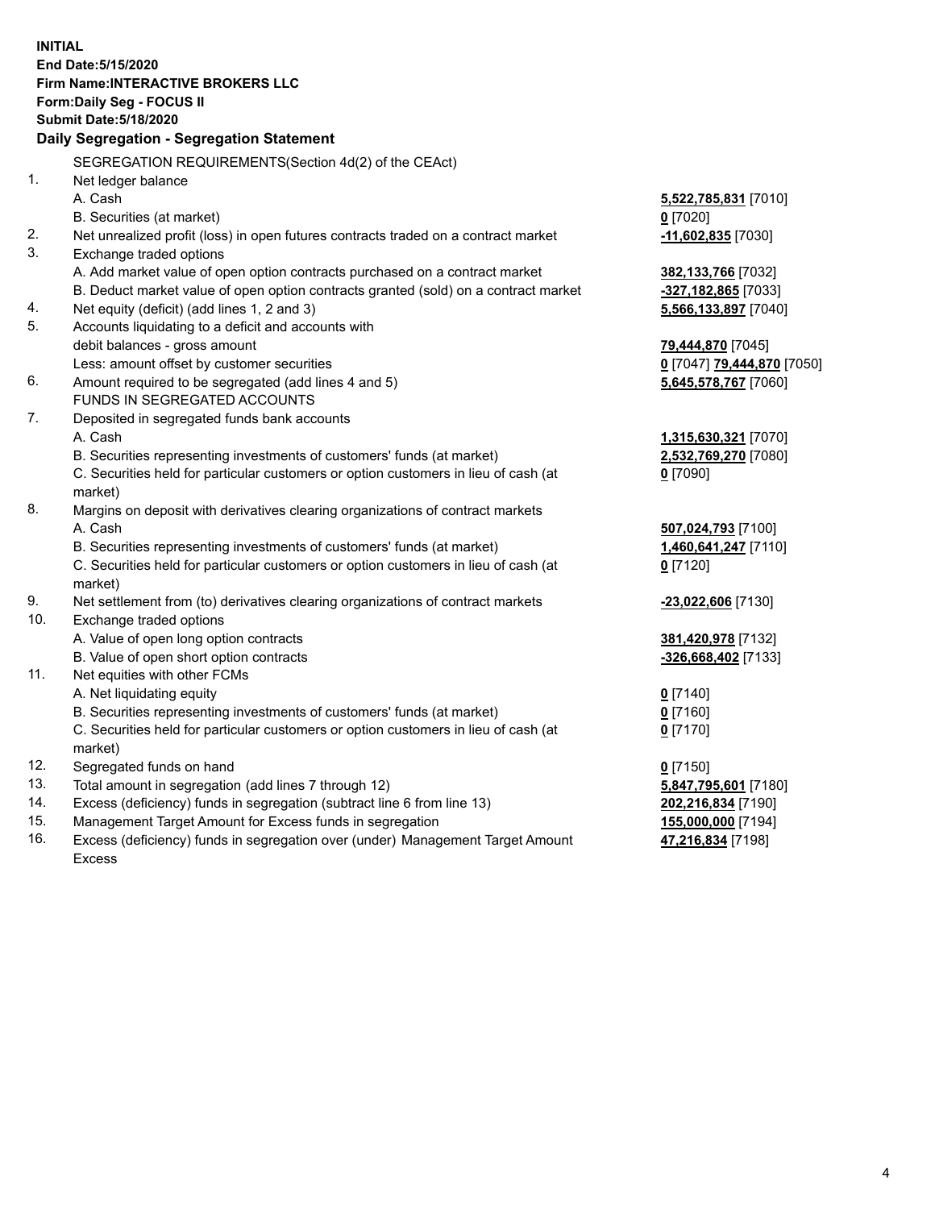**INITIAL**
**End Date:5/15/2020**
**Firm Name:INTERACTIVE BROKERS LLC**
**Form:Daily Seg - FOCUS II**
**Submit Date:5/18/2020**

**Daily Segregation - Segregation Statement**

SEGREGATION REQUIREMENTS(Section 4d(2) of the CEAct)

| | | |
|---|---|---|
| 1. | Net ledger balance | |
| | A. Cash | **5,522,785,831** [7010] |
| | B. Securities (at market) | **0** [7020] |
| 2. | Net unrealized profit (loss) in open futures contracts traded on a contract market | **-11,602,835** [7030] |
| 3. | Exchange traded options | |
| | A. Add market value of open option contracts purchased on a contract market | **382,133,766** [7032] |
| | B. Deduct market value of open option contracts granted (sold) on a contract market | **-327,182,865** [7033] |
| 4. | Net equity (deficit) (add lines 1, 2 and 3) | **5,566,133,897** [7040] |
| 5. | Accounts liquidating to a deficit and accounts with debit balances - gross amount | **79,444,870** [7045] |
| | Less: amount offset by customer securities | **0** [7047] **79,444,870** [7050] |
| 6. | Amount required to be segregated (add lines 4 and 5) | **5,645,578,767** [7060] |
| | FUNDS IN SEGREGATED ACCOUNTS | |
| 7. | Deposited in segregated funds bank accounts | |
| | A. Cash | **1,315,630,321** [7070] |
| | B. Securities representing investments of customers' funds (at market) | **2,532,769,270** [7080] |
| | C. Securities held for particular customers or option customers in lieu of cash (at market) | **0** [7090] |
| 8. | Margins on deposit with derivatives clearing organizations of contract markets | |
| | A. Cash | **507,024,793** [7100] |
| | B. Securities representing investments of customers' funds (at market) | **1,460,641,247** [7110] |
| | C. Securities held for particular customers or option customers in lieu of cash (at market) | **0** [7120] |
| 9. | Net settlement from (to) derivatives clearing organizations of contract markets | **-23,022,606** [7130] |
| 10. | Exchange traded options | |
| | A. Value of open long option contracts | **381,420,978** [7132] |
| | B. Value of open short option contracts | **-326,668,402** [7133] |
| 11. | Net equities with other FCMs | |
| | A. Net liquidating equity | **0** [7140] |
| | B. Securities representing investments of customers' funds (at market) | **0** [7160] |
| | C. Securities held for particular customers or option customers in lieu of cash (at market) | **0** [7170] |
| 12. | Segregated funds on hand | **0** [7150] |
| 13. | Total amount in segregation (add lines 7 through 12) | **5,847,795,601** [7180] |
| 14. | Excess (deficiency) funds in segregation (subtract line 6 from line 13) | **202,216,834** [7190] |
| 15. | Management Target Amount for Excess funds in segregation | **155,000,000** [7194] |
| 16. | Excess (deficiency) funds in segregation over (under) Management Target Amount Excess | **47,216,834** [7198] |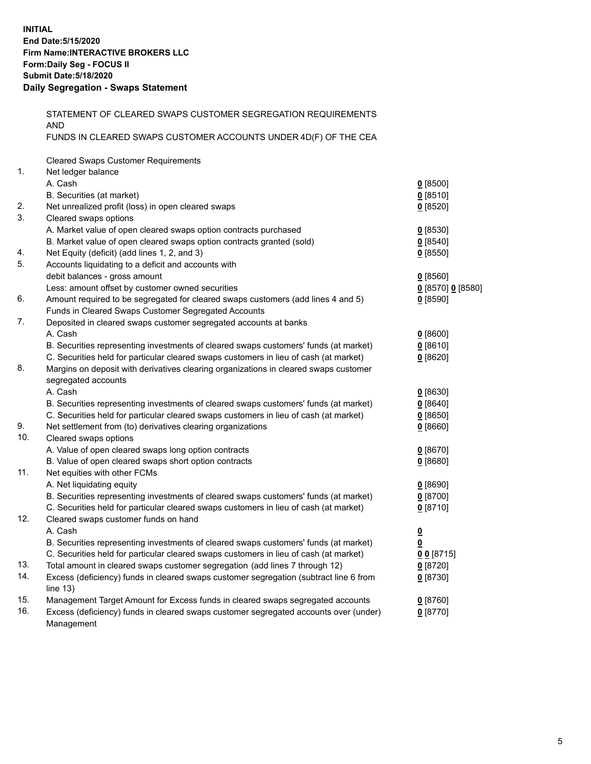**INITIAL**
**End Date:5/15/2020**
**Firm Name:INTERACTIVE BROKERS LLC**
**Form:Daily Seg - FOCUS II**
**Submit Date:5/18/2020**
**Daily Segregation - Swaps Statement**

STATEMENT OF CLEARED SWAPS CUSTOMER SEGREGATION REQUIREMENTS AND FUNDS IN CLEARED SWAPS CUSTOMER ACCOUNTS UNDER 4D(F) OF THE CEA

| | | |
|---|---|---|
| | Cleared Swaps Customer Requirements | |
| 1. | Net ledger balance | |
| | A. Cash | 0 [8500] |
| | B. Securities (at market) | 0 [8510] |
| 2. | Net unrealized profit (loss) in open cleared swaps | 0 [8520] |
| 3. | Cleared swaps options | |
| | A. Market value of open cleared swaps option contracts purchased | 0 [8530] |
| | B. Market value of open cleared swaps option contracts granted (sold) | 0 [8540] |
| 4. | Net Equity (deficit) (add lines 1, 2, and 3) | 0 [8550] |
| 5. | Accounts liquidating to a deficit and accounts with debit balances - gross amount | 0 [8560] |
| | Less: amount offset by customer owned securities | 0 [8570] 0 [8580] |
| 6. | Amount required to be segregated for cleared swaps customers (add lines 4 and 5) | 0 [8590] |
| | Funds in Cleared Swaps Customer Segregated Accounts | |
| 7. | Deposited in cleared swaps customer segregated accounts at banks | |
| | A. Cash | 0 [8600] |
| | B. Securities representing investments of cleared swaps customers' funds (at market) | 0 [8610] |
| | C. Securities held for particular cleared swaps customers in lieu of cash (at market) | 0 [8620] |
| 8. | Margins on deposit with derivatives clearing organizations in cleared swaps customer segregated accounts | |
| | A. Cash | 0 [8630] |
| | B. Securities representing investments of cleared swaps customers' funds (at market) | 0 [8640] |
| | C. Securities held for particular cleared swaps customers in lieu of cash (at market) | 0 [8650] |
| 9. | Net settlement from (to) derivatives clearing organizations | 0 [8660] |
| 10. | Cleared swaps options | |
| | A. Value of open cleared swaps long option contracts | 0 [8670] |
| | B. Value of open cleared swaps short option contracts | 0 [8680] |
| 11. | Net equities with other FCMs | |
| | A. Net liquidating equity | 0 [8690] |
| | B. Securities representing investments of cleared swaps customers' funds (at market) | 0 [8700] |
| | C. Securities held for particular cleared swaps customers in lieu of cash (at market) | 0 [8710] |
| 12. | Cleared swaps customer funds on hand | |
| | A. Cash | 0 |
| | B. Securities representing investments of cleared swaps customers' funds (at market) | 0 |
| | C. Securities held for particular cleared swaps customers in lieu of cash (at market) | 0 0 [8715] |
| 13. | Total amount in cleared swaps customer segregation (add lines 7 through 12) | 0 [8720] |
| 14. | Excess (deficiency) funds in cleared swaps customer segregation (subtract line 6 from line 13) | 0 [8730] |
| 15. | Management Target Amount for Excess funds in cleared swaps segregated accounts | 0 [8760] |
| 16. | Excess (deficiency) funds in cleared swaps customer segregated accounts over (under) Management | 0 [8770] |